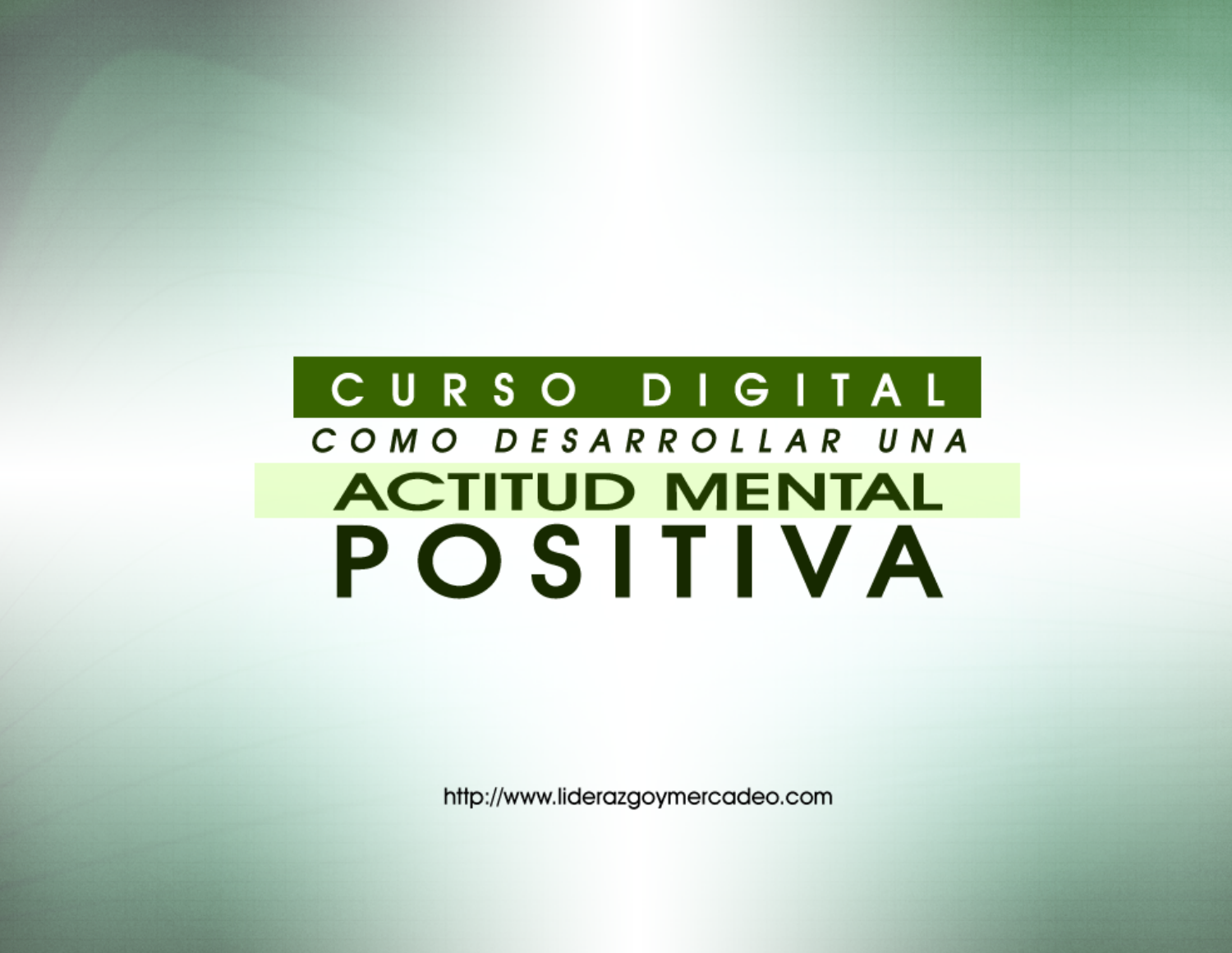# CURSO DIGITAL

## COMO DESARROLLAR UNA

# ACTITUD MENTAL POSITIVA

http://www.liderazgoymercadeo.com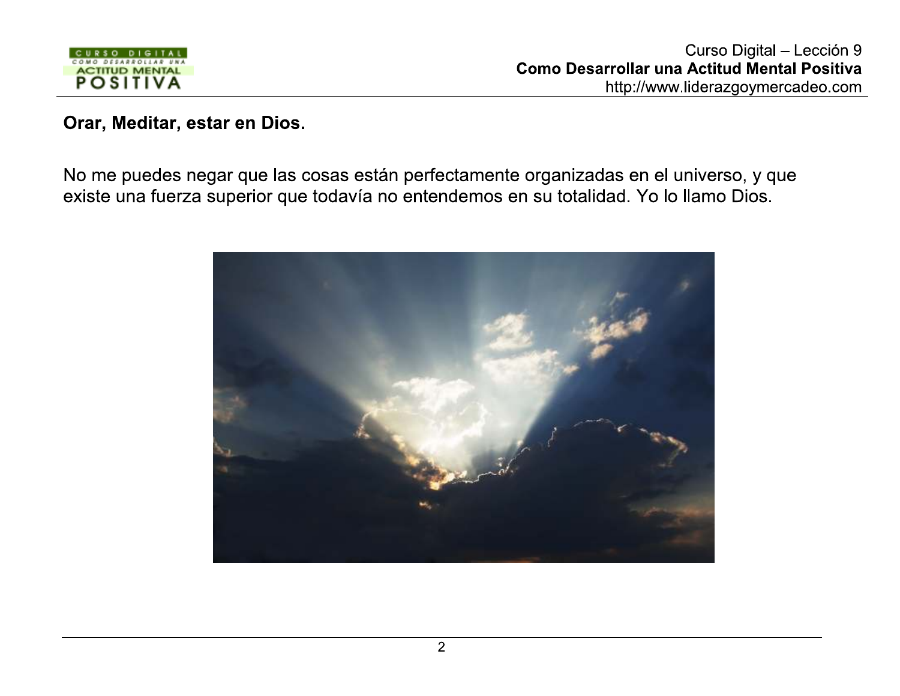**Orar, Meditar, estar en Dios.**

No me puedes negar que las cosas están perfectamente organizadas en el universo, y que existe una fuerza superior que todavía no entendemos en su totalidad. Yo lo llamo Dios.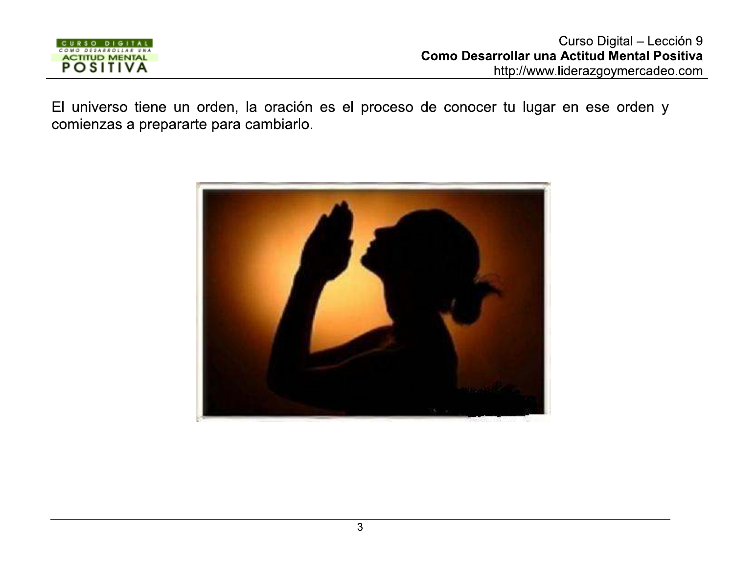El universo tiene un orden, la oración es el proceso de conocer tu lugar en ese orden y comienzas a prepararte para cambiarlo.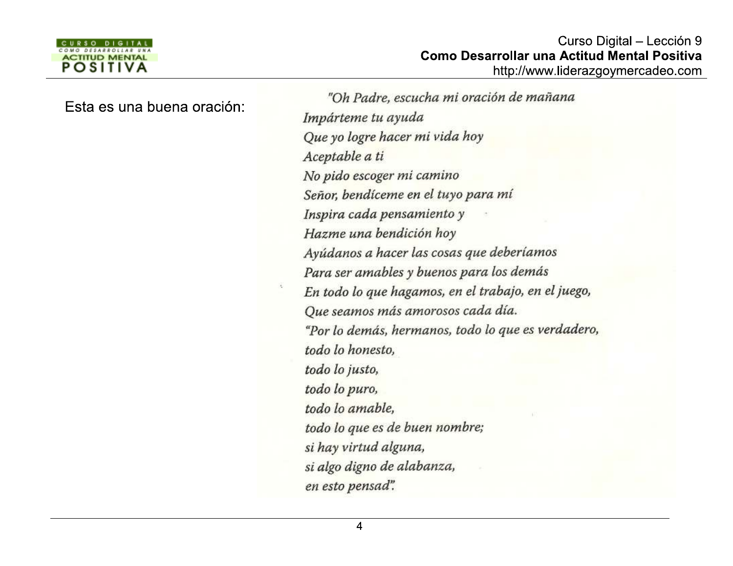Esta es una buena oración:

*"Oh Padre, escucha mi oración de mañana*
*Impárteme tu ayuda*
*Que yo logre hacer mi vida hoy*
*Aceptable a ti*
*No pido escoger mi camino*
*Señor, bendíceme en el tuyo para mí*
*Inspira cada pensamiento y*
*Hazme una bendición hoy*
*Ayúdanos a hacer las cosas que deberíamos*
*Para ser amables y buenos para los demás*
*En todo lo que hagamos, en el trabajo, en el juego,*
*Que seamos más amorosos cada día.*
*"Por lo demás, hermanos, todo lo que es verdadero,*
*todo lo honesto,*
*todo lo justo,*
*todo lo puro,*
*todo lo amable,*
*todo lo que es de buen nombre;*
*si hay virtud alguna,*
*si algo digno de alabanza,*
*en esto pensad".*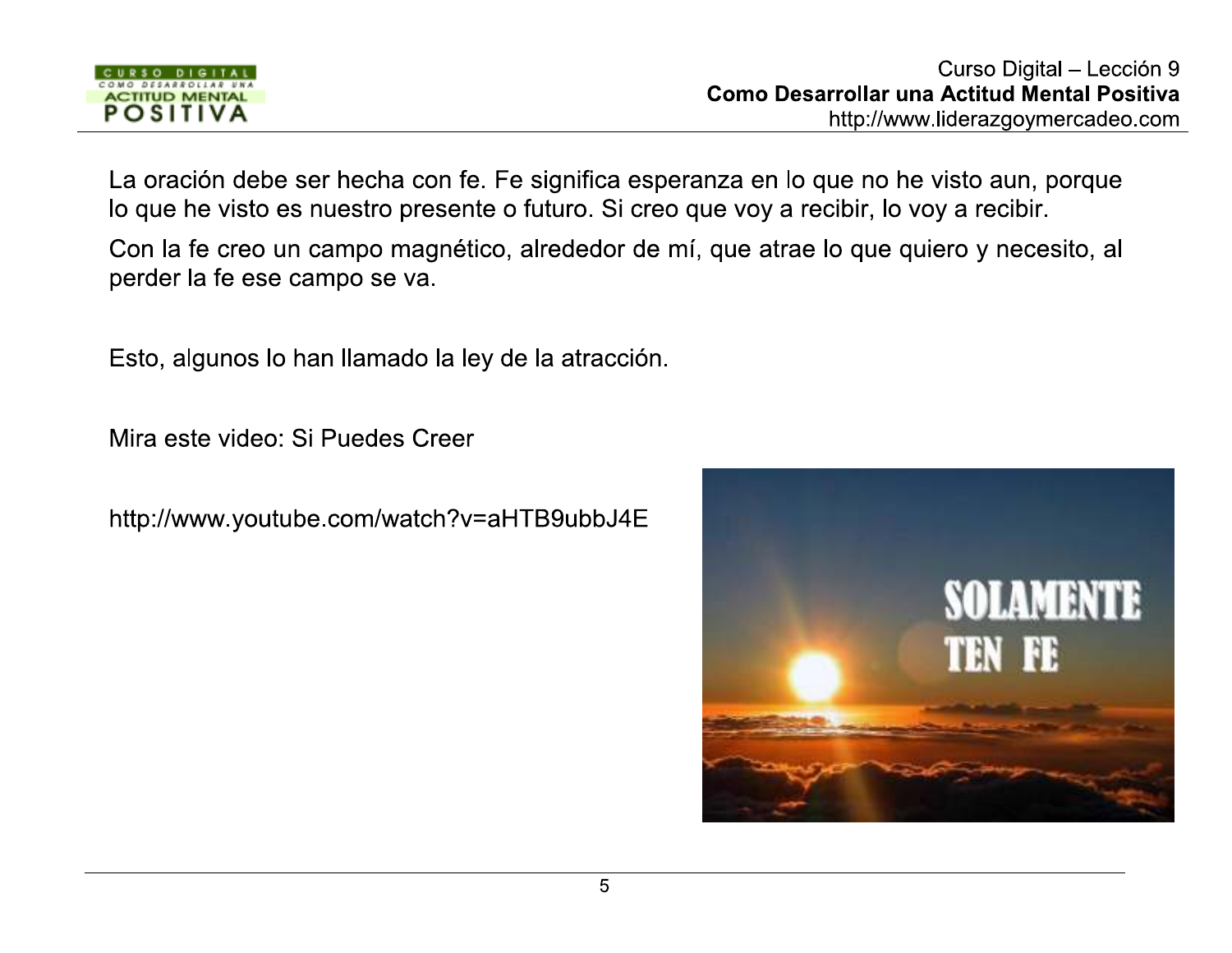La oración debe ser hecha con fe. Fe significa esperanza en lo que no he visto aun, porque lo que he visto es nuestro presente o futuro. Si creo que voy a recibir, lo voy a recibir.

Con la fe creo un campo magnético, alrededor de mí, que atrae lo que quiero y necesito, al perder la fe ese campo se va.

Esto, algunos lo han llamado la ley de la atracción.

Mira este video: Si Puedes Creer

http://www.youtube.com/watch?v=aHTB9ubbJ4E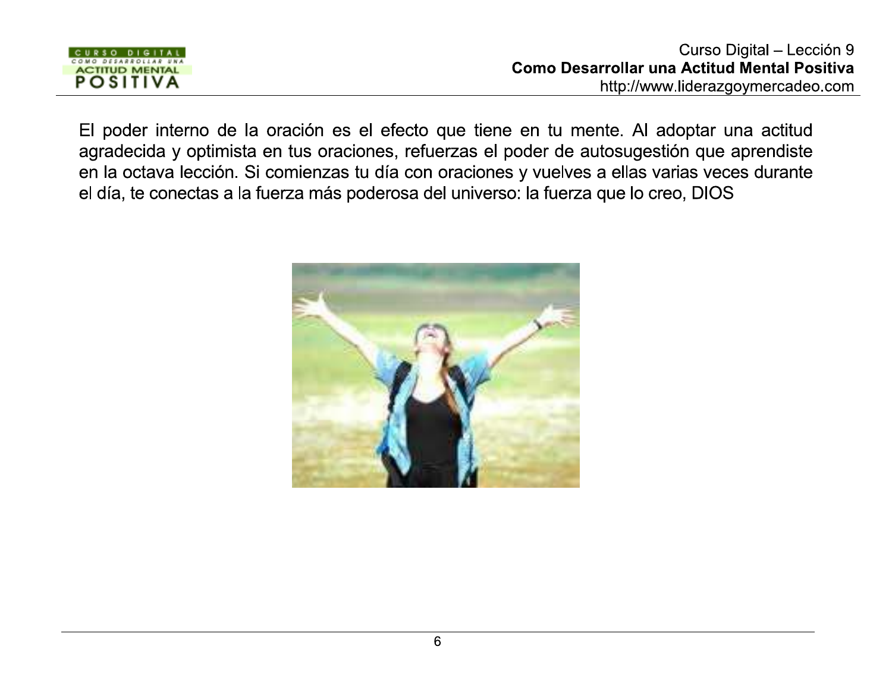El poder interno de la oración es el efecto que tiene en tu mente. Al adoptar una actitud agradecida y optimista en tus oraciones, refuerzas el poder de autosugestión que aprendiste en la octava lección. Si comienzas tu día con oraciones y vuelves a ellas varias veces durante el día, te conectas a la fuerza más poderosa del universo: la fuerza que lo creo, DIOS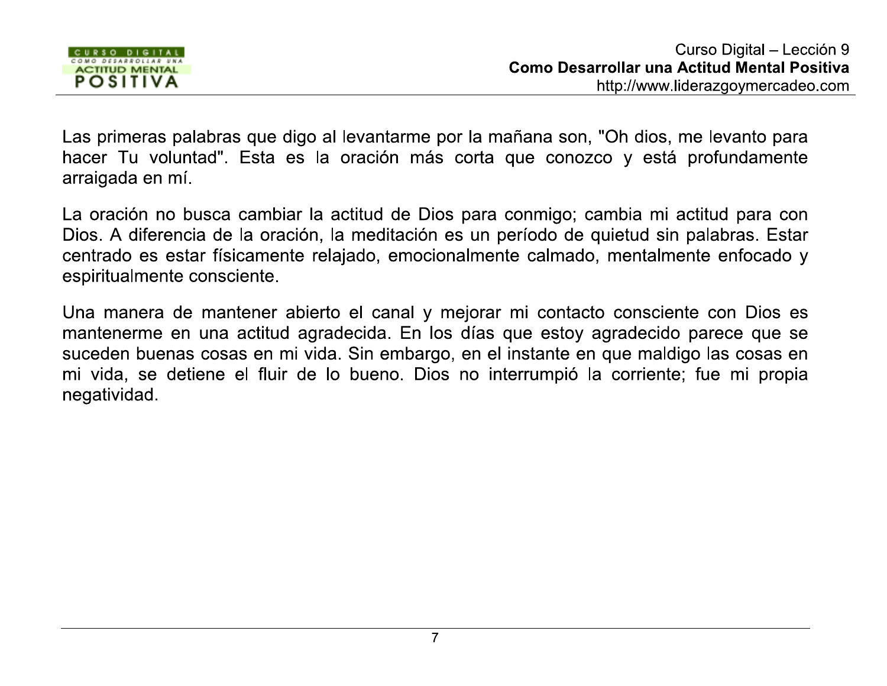Las primeras palabras que digo al levantarme por la mañana son, "Oh dios, me levanto para hacer Tu voluntad". Esta es la oración más corta que conozco y está profundamente arraigada en mí.

La oración no busca cambiar la actitud de Dios para conmigo; cambia mi actitud para con Dios. A diferencia de la oración, la meditación es un período de quietud sin palabras. Estar centrado es estar físicamente relajado, emocionalmente calmado, mentalmente enfocado y espiritualmente consciente.

Una manera de mantener abierto el canal y mejorar mi contacto consciente con Dios es mantenerme en una actitud agradecida. En los días que estoy agradecido parece que se suceden buenas cosas en mi vida. Sin embargo, en el instante en que maldigo las cosas en mi vida, se detiene el fluir de lo bueno. Dios no interrumpió la corriente; fue mi propia negatividad.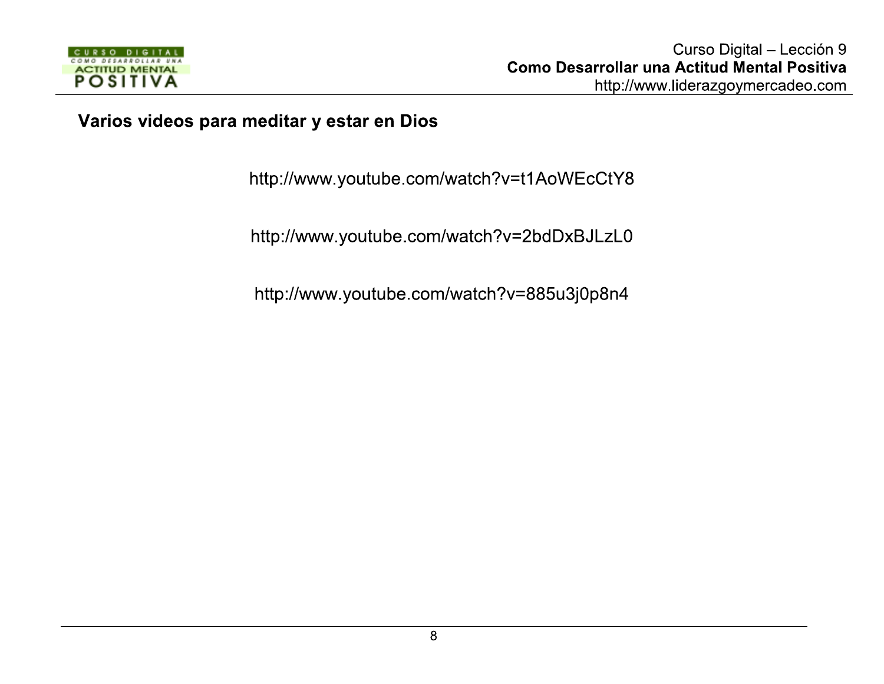## Varios videos para meditar y estar en Dios

http://www.youtube.com/watch?v=t1AoWEcCtY8

http://www.youtube.com/watch?v=2bdDxBJLzL0

http://www.youtube.com/watch?v=885u3j0p8n4